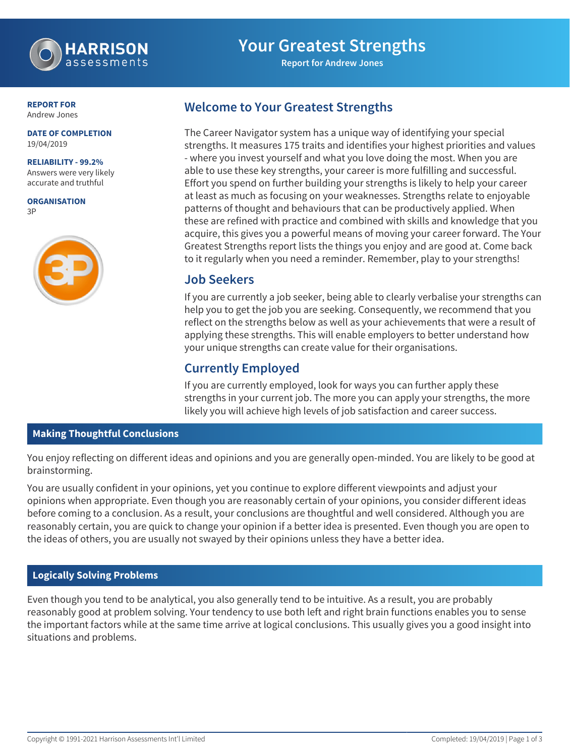# Your Greatest Strengths

**Report for Andrew Jones**

**REPORT FOR**
Andrew Jones

**DATE OF COMPLETION**
19/04/2019

**RELIABILITY - 99.2%**
Answers were very likely accurate and truthful

**ORGANISATION**
3P

## Welcome to Your Greatest Strengths

The Career Navigator system has a unique way of identifying your special strengths. It measures 175 traits and identifies your highest priorities and values - where you invest yourself and what you love doing the most. When you are able to use these key strengths, your career is more fulfilling and successful. Effort you spend on further building your strengths is likely to help your career at least as much as focusing on your weaknesses. Strengths relate to enjoyable patterns of thought and behaviours that can be productively applied. When these are refined with practice and combined with skills and knowledge that you acquire, this gives you a powerful means of moving your career forward. The Your Greatest Strengths report lists the things you enjoy and are good at. Come back to it regularly when you need a reminder. Remember, play to your strengths!

## Job Seekers

If you are currently a job seeker, being able to clearly verbalise your strengths can help you to get the job you are seeking. Consequently, we recommend that you reflect on the strengths below as well as your achievements that were a result of applying these strengths. This will enable employers to better understand how your unique strengths can create value for their organisations.

## Currently Employed

If you are currently employed, look for ways you can further apply these strengths in your current job. The more you can apply your strengths, the more likely you will achieve high levels of job satisfaction and career success.

### Making Thoughtful Conclusions

You enjoy reflecting on different ideas and opinions and you are generally open-minded. You are likely to be good at brainstorming.

You are usually confident in your opinions, yet you continue to explore different viewpoints and adjust your opinions when appropriate. Even though you are reasonably certain of your opinions, you consider different ideas before coming to a conclusion. As a result, your conclusions are thoughtful and well considered. Although you are reasonably certain, you are quick to change your opinion if a better idea is presented. Even though you are open to the ideas of others, you are usually not swayed by their opinions unless they have a better idea.

### Logically Solving Problems

Even though you tend to be analytical, you also generally tend to be intuitive. As a result, you are probably reasonably good at problem solving. Your tendency to use both left and right brain functions enables you to sense the important factors while at the same time arrive at logical conclusions. This usually gives you a good insight into situations and problems.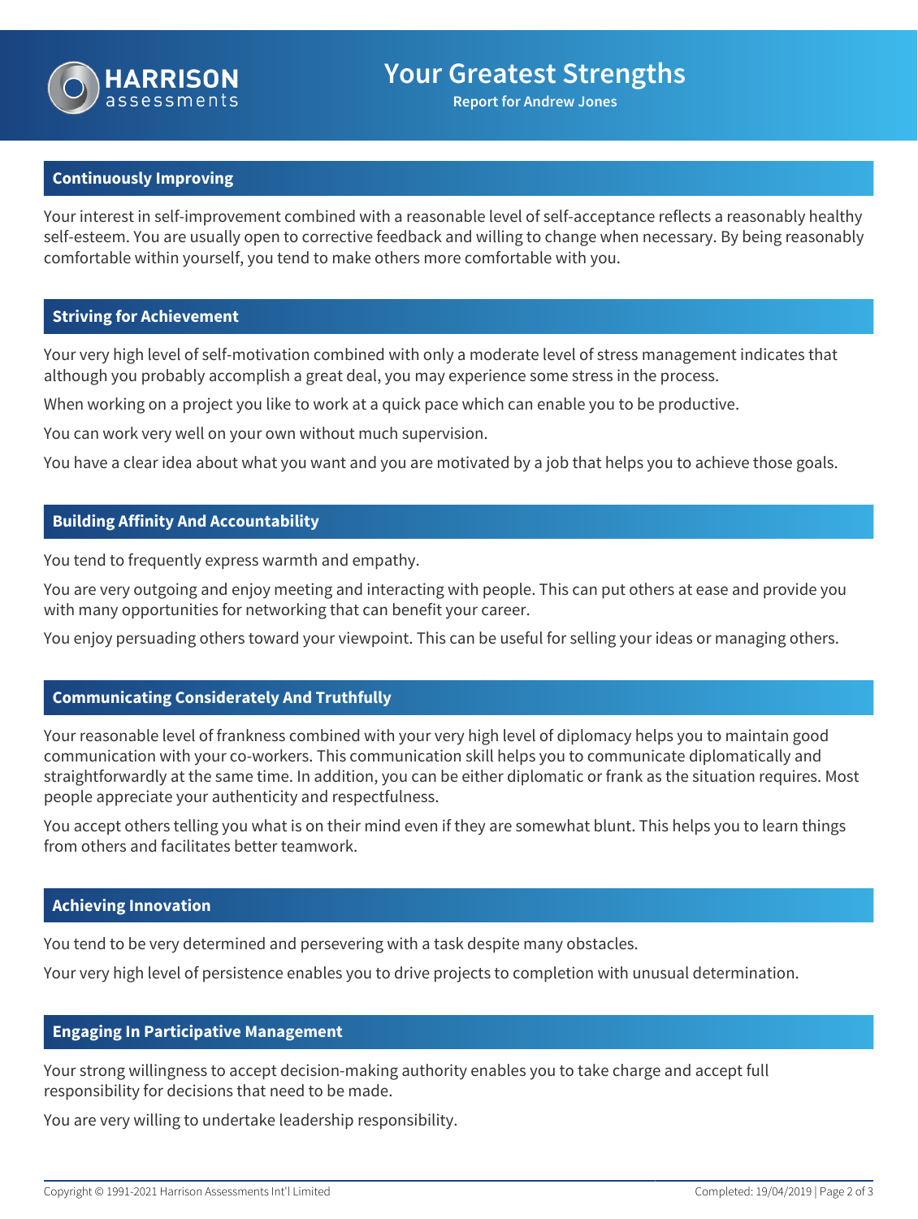# Your Greatest Strengths

**Report for Andrew Jones**

## Continuously Improving

Your interest in self-improvement combined with a reasonable level of self-acceptance reflects a reasonably healthy self-esteem. You are usually open to corrective feedback and willing to change when necessary. By being reasonably comfortable within yourself, you tend to make others more comfortable with you.

## Striving for Achievement

Your very high level of self-motivation combined with only a moderate level of stress management indicates that although you probably accomplish a great deal, you may experience some stress in the process.

When working on a project you like to work at a quick pace which can enable you to be productive.

You can work very well on your own without much supervision.

You have a clear idea about what you want and you are motivated by a job that helps you to achieve those goals.

## Building Affinity And Accountability

You tend to frequently express warmth and empathy.

You are very outgoing and enjoy meeting and interacting with people. This can put others at ease and provide you with many opportunities for networking that can benefit your career.

You enjoy persuading others toward your viewpoint. This can be useful for selling your ideas or managing others.

## Communicating Considerately And Truthfully

Your reasonable level of frankness combined with your very high level of diplomacy helps you to maintain good communication with your co-workers. This communication skill helps you to communicate diplomatically and straightforwardly at the same time. In addition, you can be either diplomatic or frank as the situation requires. Most people appreciate your authenticity and respectfulness.

You accept others telling you what is on their mind even if they are somewhat blunt. This helps you to learn things from others and facilitates better teamwork.

## Achieving Innovation

You tend to be very determined and persevering with a task despite many obstacles.

Your very high level of persistence enables you to drive projects to completion with unusual determination.

## Engaging In Participative Management

Your strong willingness to accept decision-making authority enables you to take charge and accept full responsibility for decisions that need to be made.

You are very willing to undertake leadership responsibility.

Copyright © 1991-2021 Harrison Assessments Int'l Limited

Completed: 19/04/2019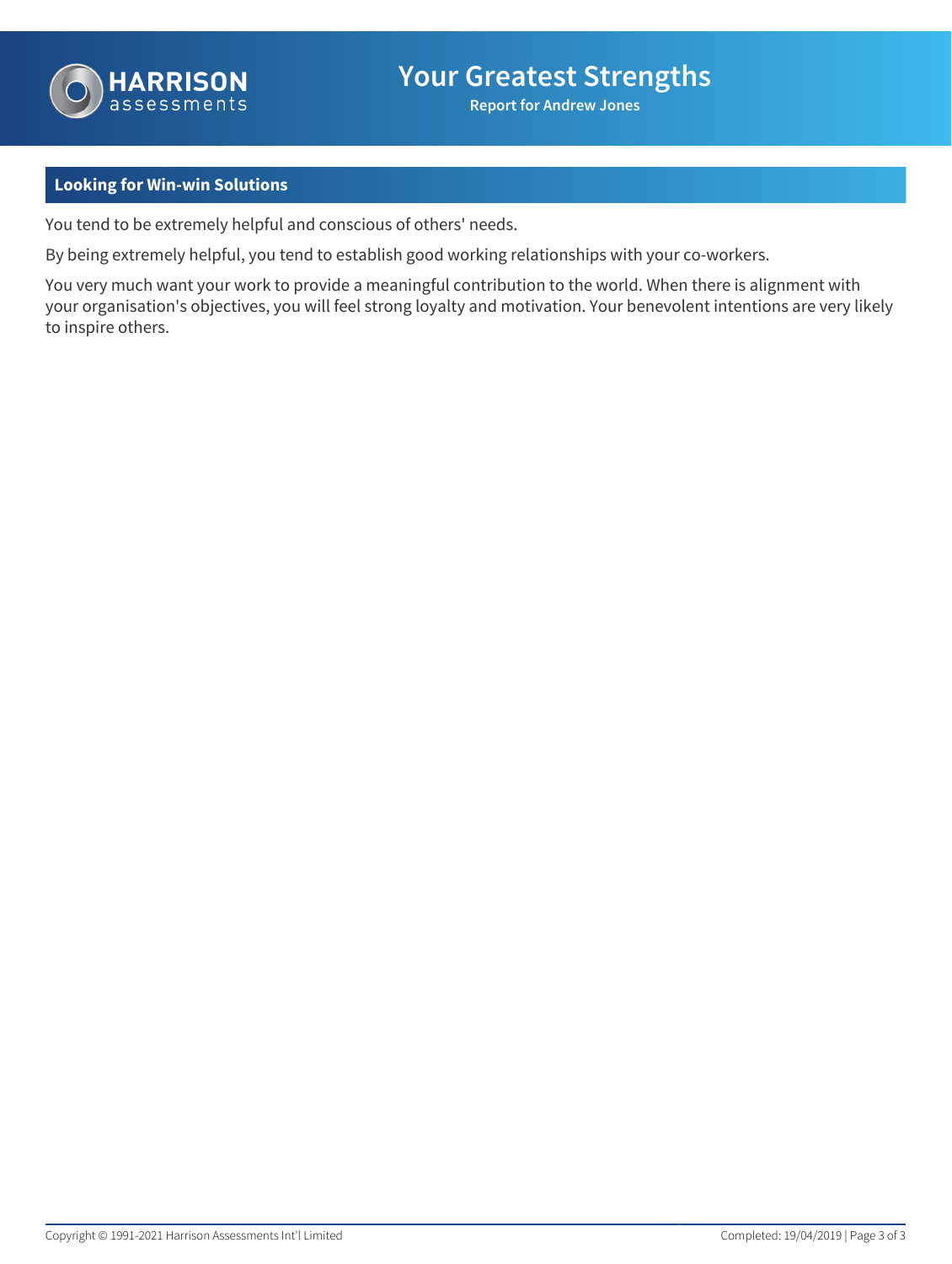## Looking for Win-win Solutions

You tend to be extremely helpful and conscious of others' needs.

By being extremely helpful, you tend to establish good working relationships with your co-workers.

You very much want your work to provide a meaningful contribution to the world. When there is alignment with your organisation's objectives, you will feel strong loyalty and motivation. Your benevolent intentions are very likely to inspire others.